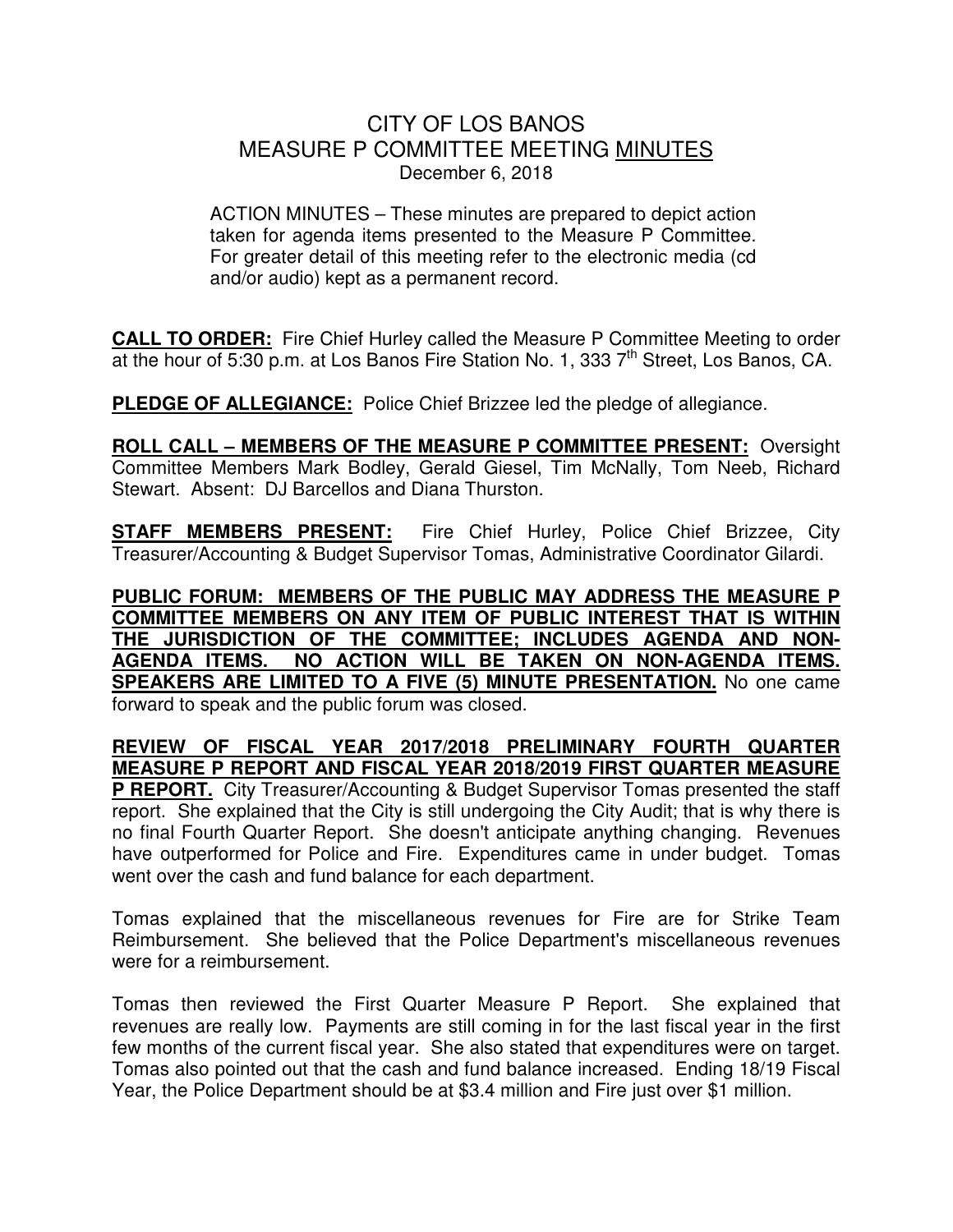# CITY OF LOS BANOS
# MEASURE P COMMITTEE MEETING MINUTES
December 6, 2018

ACTION MINUTES – These minutes are prepared to depict action taken for agenda items presented to the Measure P Committee. For greater detail of this meeting refer to the electronic media (cd and/or audio) kept as a permanent record.

**CALL TO ORDER:** Fire Chief Hurley called the Measure P Committee Meeting to order at the hour of 5:30 p.m. at Los Banos Fire Station No. 1, 333 7th Street, Los Banos, CA.

**PLEDGE OF ALLEGIANCE:** Police Chief Brizzee led the pledge of allegiance.

**ROLL CALL – MEMBERS OF THE MEASURE P COMMITTEE PRESENT:** Oversight Committee Members Mark Bodley, Gerald Giesel, Tim McNally, Tom Neeb, Richard Stewart. Absent: DJ Barcellos and Diana Thurston.

**STAFF MEMBERS PRESENT:** Fire Chief Hurley, Police Chief Brizzee, City Treasurer/Accounting & Budget Supervisor Tomas, Administrative Coordinator Gilardi.

**PUBLIC FORUM: MEMBERS OF THE PUBLIC MAY ADDRESS THE MEASURE P COMMITTEE MEMBERS ON ANY ITEM OF PUBLIC INTEREST THAT IS WITHIN THE JURISDICTION OF THE COMMITTEE; INCLUDES AGENDA AND NON-AGENDA ITEMS. NO ACTION WILL BE TAKEN ON NON-AGENDA ITEMS. SPEAKERS ARE LIMITED TO A FIVE (5) MINUTE PRESENTATION.** No one came forward to speak and the public forum was closed.

**REVIEW OF FISCAL YEAR 2017/2018 PRELIMINARY FOURTH QUARTER MEASURE P REPORT AND FISCAL YEAR 2018/2019 FIRST QUARTER MEASURE P REPORT.** City Treasurer/Accounting & Budget Supervisor Tomas presented the staff report. She explained that the City is still undergoing the City Audit; that is why there is no final Fourth Quarter Report. She doesn't anticipate anything changing. Revenues have outperformed for Police and Fire. Expenditures came in under budget. Tomas went over the cash and fund balance for each department.

Tomas explained that the miscellaneous revenues for Fire are for Strike Team Reimbursement. She believed that the Police Department's miscellaneous revenues were for a reimbursement.

Tomas then reviewed the First Quarter Measure P Report. She explained that revenues are really low. Payments are still coming in for the last fiscal year in the first few months of the current fiscal year. She also stated that expenditures were on target. Tomas also pointed out that the cash and fund balance increased. Ending 18/19 Fiscal Year, the Police Department should be at $3.4 million and Fire just over $1 million.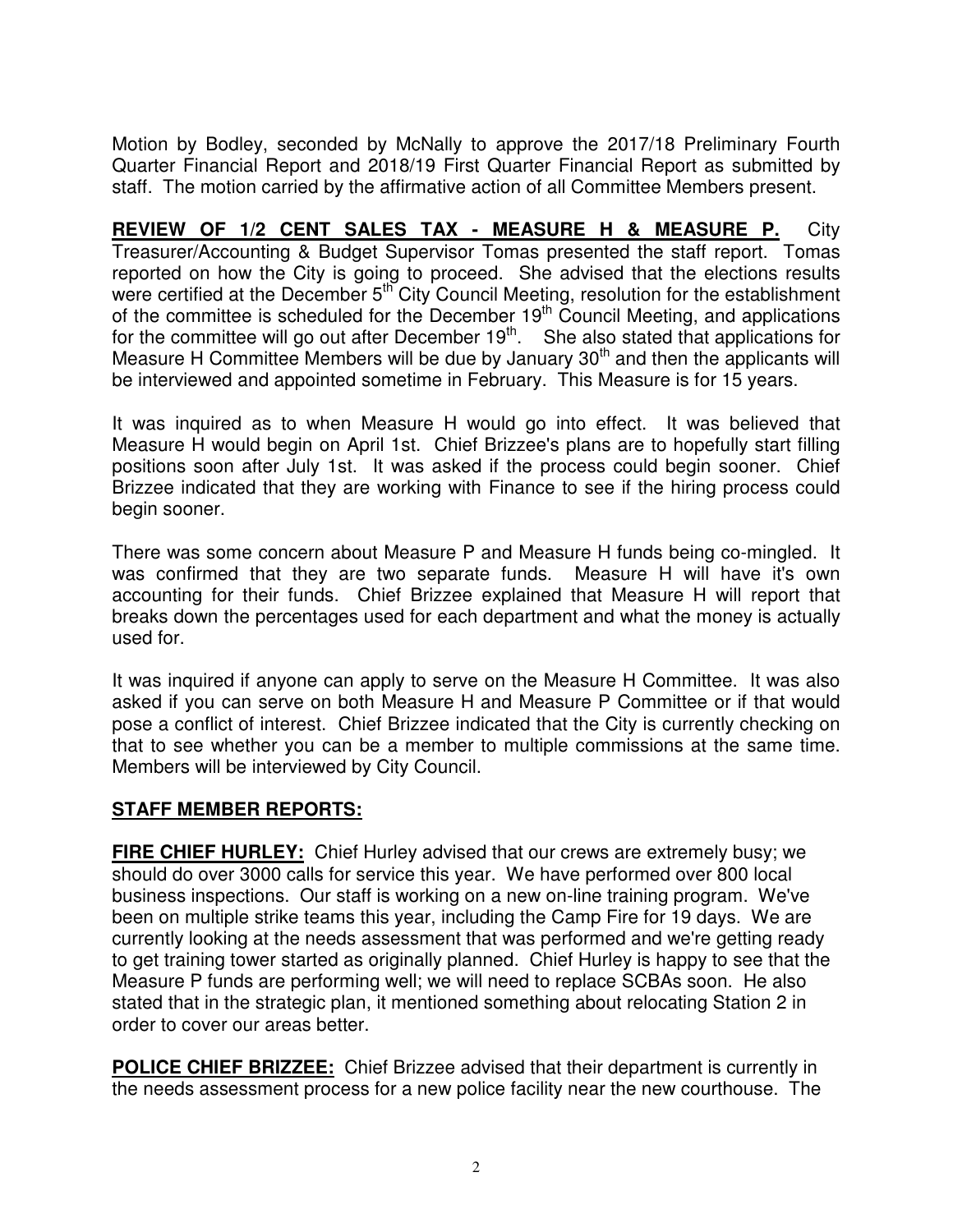Motion by Bodley, seconded by McNally to approve the 2017/18 Preliminary Fourth Quarter Financial Report and 2018/19 First Quarter Financial Report as submitted by staff. The motion carried by the affirmative action of all Committee Members present.

**REVIEW OF 1/2 CENT SALES TAX - MEASURE H & MEASURE P.** City Treasurer/Accounting & Budget Supervisor Tomas presented the staff report. Tomas reported on how the City is going to proceed. She advised that the elections results were certified at the December 5th City Council Meeting, resolution for the establishment of the committee is scheduled for the December 19th Council Meeting, and applications for the committee will go out after December 19th. She also stated that applications for Measure H Committee Members will be due by January 30th and then the applicants will be interviewed and appointed sometime in February. This Measure is for 15 years.

It was inquired as to when Measure H would go into effect. It was believed that Measure H would begin on April 1st. Chief Brizzee's plans are to hopefully start filling positions soon after July 1st. It was asked if the process could begin sooner. Chief Brizzee indicated that they are working with Finance to see if the hiring process could begin sooner.

There was some concern about Measure P and Measure H funds being co-mingled. It was confirmed that they are two separate funds. Measure H will have it's own accounting for their funds. Chief Brizzee explained that Measure H will report that breaks down the percentages used for each department and what the money is actually used for.

It was inquired if anyone can apply to serve on the Measure H Committee. It was also asked if you can serve on both Measure H and Measure P Committee or if that would pose a conflict of interest. Chief Brizzee indicated that the City is currently checking on that to see whether you can be a member to multiple commissions at the same time. Members will be interviewed by City Council.

## STAFF MEMBER REPORTS:

**FIRE CHIEF HURLEY:** Chief Hurley advised that our crews are extremely busy; we should do over 3000 calls for service this year. We have performed over 800 local business inspections. Our staff is working on a new on-line training program. We've been on multiple strike teams this year, including the Camp Fire for 19 days. We are currently looking at the needs assessment that was performed and we're getting ready to get training tower started as originally planned. Chief Hurley is happy to see that the Measure P funds are performing well; we will need to replace SCBAs soon. He also stated that in the strategic plan, it mentioned something about relocating Station 2 in order to cover our areas better.

**POLICE CHIEF BRIZZEE:** Chief Brizzee advised that their department is currently in the needs assessment process for a new police facility near the new courthouse. The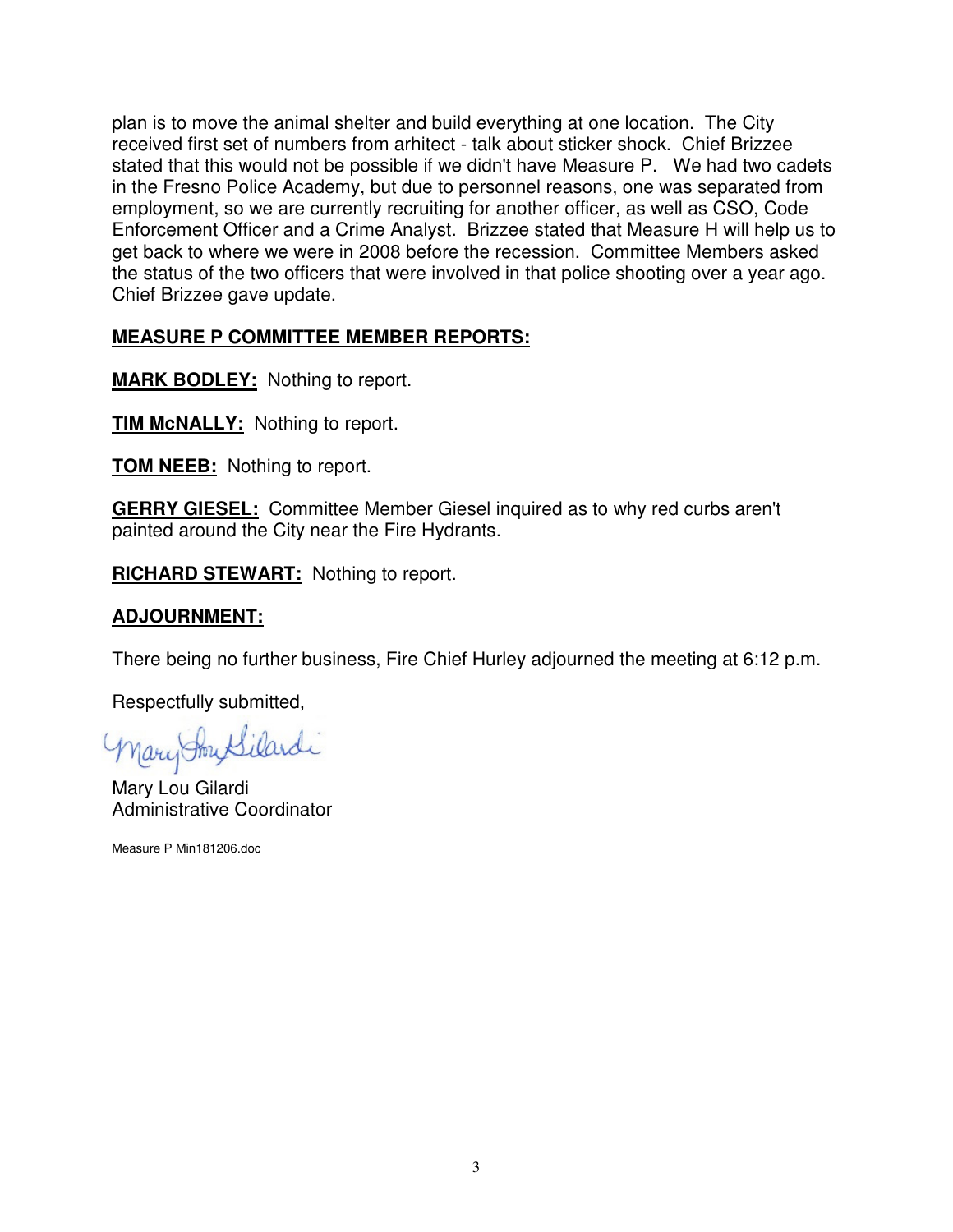plan is to move the animal shelter and build everything at one location. The City received first set of numbers from arhitect - talk about sticker shock. Chief Brizzee stated that this would not be possible if we didn't have Measure P. We had two cadets in the Fresno Police Academy, but due to personnel reasons, one was separated from employment, so we are currently recruiting for another officer, as well as CSO, Code Enforcement Officer and a Crime Analyst. Brizzee stated that Measure H will help us to get back to where we were in 2008 before the recession. Committee Members asked the status of the two officers that were involved in that police shooting over a year ago. Chief Brizzee gave update.

**MEASURE P COMMITTEE MEMBER REPORTS:**

**MARK BODLEY:** Nothing to report.

**TIM McNALLY:** Nothing to report.

**TOM NEEB:** Nothing to report.

**GERRY GIESEL:** Committee Member Giesel inquired as to why red curbs aren't painted around the City near the Fire Hydrants.

**RICHARD STEWART:** Nothing to report.

**ADJOURNMENT:**

There being no further business, Fire Chief Hurley adjourned the meeting at 6:12 p.m.

Respectfully submitted,

Mary Lou Gilardi
Administrative Coordinator

Measure P Min181206.doc